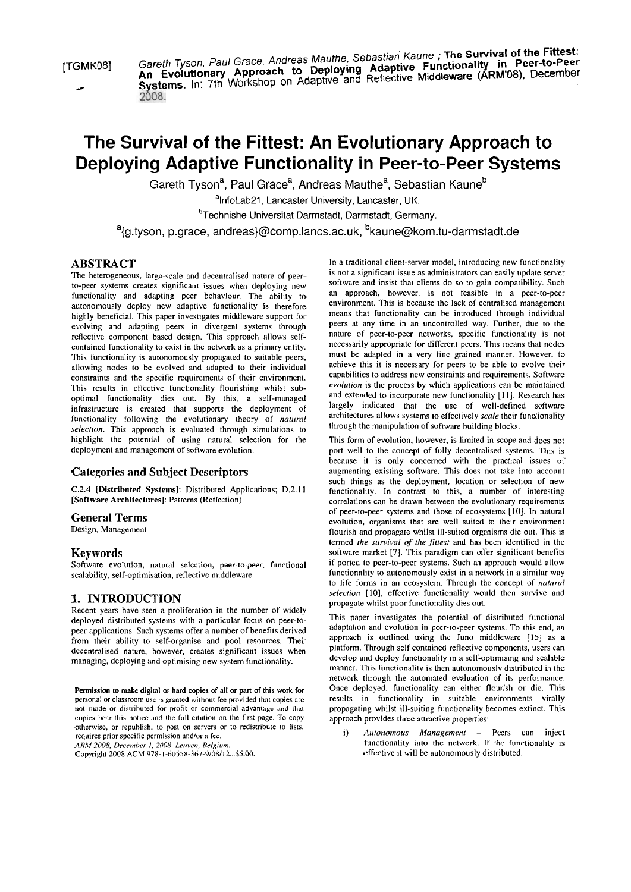[TGMK08] Gareth Tyson, Paul Grace, Andreas Mauthe, Sebastian Kaune ; **The Survival of the Fittest: An Evolutionary Approach to Deploying Adaptive Functionality in Peer-to-Peer Systems.** In: 7th Workshop on Adaptive and Reflective Middleware (ARM'08), December 2008.

# The Survival of the Fittest: An Evolutionary Approach to Deploying Adaptive Functionality in Peer-to-Peer Systems

Gareth Tyson[a], Paul Grace[a], Andreas Mauthe[a], Sebastian Kaune[b]

[a]InfoLab21, Lancaster University, Lancaster, UK.

[b]Technishe Universitat Darmstadt, Darmstadt, Germany.

[a]{g.tyson, p.grace, andreas}@comp.lancs.ac.uk, [b]kaune@kom.tu-darmstadt.de

## ABSTRACT

The heterogeneous, large-scale and decentralised nature of peer-to-peer systems creates significant issues when deploying new functionality and adapting peer behaviour. The ability to autonomously deploy new adaptive functionality is therefore highly beneficial. This paper investigates middleware support for evolving and adapting peers in divergent systems through reflective component based design. This approach allows self-contained functionality to exist in the network as a primary entity. This functionality is autonomously propagated to suitable peers, allowing nodes to be evolved and adapted to their individual constraints and the specific requirements of their environment. This results in effective functionality flourishing whilst sub-optimal functionality dies out. By this, a self-managed infrastructure is created that supports the deployment of functionality following the evolutionary theory of *natural selection*. This approach is evaluated through simulations to highlight the potential of using natural selection for the deployment and management of software evolution.

### Categories and Subject Descriptors

C.2.4 **[Distributed Systems]**: Distributed Applications; D.2.11 **[Software Architectures]**: Patterns (Reflection)

### General Terms

Design, Management

### Keywords

Software evolution, natural selection, peer-to-peer, functional scalability, self-optimisation, reflective middleware

## 1. INTRODUCTION

Recent years have seen a proliferation in the number of widely deployed distributed systems with a particular focus on peer-to-peer applications. Such systems offer a number of benefits derived from their ability to self-organise and pool resources. Their decentralised nature, however, creates significant issues when managing, deploying and optimising new system functionality.

**Permission to make digital or hard copies of all or part of this work for** personal or classroom use is granted without fee provided that copies are not made or distributed for profit or commercial advantage and that copies bear this notice and the full citation on the first page. To copy otherwise, or republish, to post on servers or to redistribute to lists, requires prior specific permission and/or a fee.
*ARM 2008, December 1, 2008, Leuven, Belgium.*
Copyright 2008 ACM 978-1-60558-367-9/08/12...$5.00.

In a traditional client-server model, introducing new functionality is not a significant issue as administrators can easily update server software and insist that clients do so to gain compatibility. Such an approach, however, is not feasible in a peer-to-peer environment. This is because the lack of centralised management means that functionality can be introduced through individual peers at any time in an uncontrolled way. Further, due to the nature of peer-to-peer networks, specific functionality is not necessarily appropriate for different peers. This means that nodes must be adapted in a very fine grained manner. However, to achieve this it is necessary for peers to be able to evolve their capabilities to address new constraints and requirements. *Software evolution* is the process by which applications can be maintained and extended to incorporate new functionality [11]. Research has largely indicated that the use of well-defined software architectures allows systems to effectively *scale* their functionality through the manipulation of software building blocks.

This form of evolution, however, is limited in scope and does not port well to the concept of fully decentralised systems. This is because it is only concerned with the practical issues of augmenting existing software. This does not take into account such things as the deployment, location or selection of new functionality. In contrast to this, a number of interesting correlations can be drawn between the evolutionary requirements of peer-to-peer systems and those of ecosystems [10]. In natural evolution, organisms that are well suited to their environment flourish and propagate whilst ill-suited organisms die out. This is termed *the survival of the fittest* and has been identified in the software market [7]. This paradigm can offer significant benefits if ported to peer-to-peer systems. Such an approach would allow functionality to autonomously exist in a network in a similar way to life forms in an ecosystem. Through the concept of *natural selection* [10], effective functionality would then survive and propagate whilst poor functionality dies out.

This paper investigates the potential of distributed functional adaptation and evolution in peer-to-peer systems. To this end, an approach is outlined using the Juno middleware [15] as a platform. Through self contained reflective components, users can develop and deploy functionality in a self-optimising and scalable manner. This functionality is then autonomously distributed in the network through the automated evaluation of its performance. Once deployed, functionality can either flourish or die. This results in functionality in suitable environments virally propagating whilst ill-suiting functionality becomes extinct. This approach provides three attractive properties:

i) *Autonomous Management* – Peers can inject functionality into the network. If the functionality is effective it will be autonomously distributed.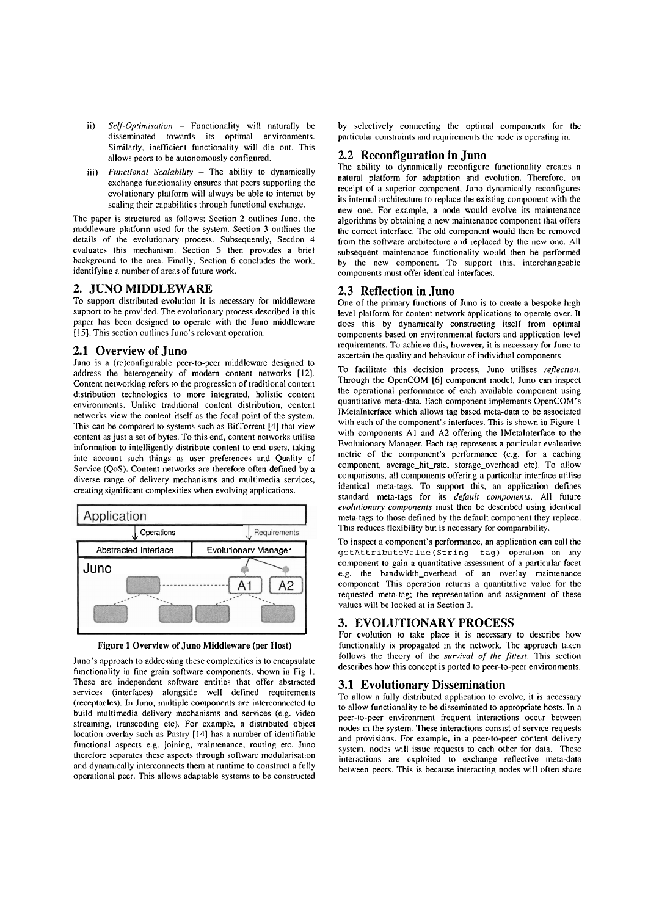ii) *Self-Optimisation* – Functionality will naturally be disseminated towards its optimal environments. Similarly, inefficient functionality will die out. This allows peers to be autonomously configured.

iii) *Functional Scalability* – The ability to dynamically exchange functionality ensures that peers supporting the evolutionary platform will always be able to interact by scaling their capabilities through functional exchange.

The paper is structured as follows: Section 2 outlines Juno, the middleware platform used for the system. Section 3 outlines the details of the evolutionary process. Subsequently, Section 4 evaluates this mechanism. Section 5 then provides a brief background to the area. Finally, Section 6 concludes the work, identifying a number of areas of future work.

## 2. JUNO MIDDLEWARE

To support distributed evolution it is necessary for middleware support to be provided. The evolutionary process described in this paper has been designed to operate with the Juno middleware [15]. This section outlines Juno's relevant operation.

### 2.1 Overview of Juno

Juno is a (re)configurable peer-to-peer middleware designed to address the heterogeneity of modern content networks [12]. Content networking refers to the progression of traditional content distribution technologies to more integrated, holistic content environments. Unlike traditional content distribution, content networks view the content itself as the focal point of the system. This can be compared to systems such as BitTorrent [4] that view content as just a set of bytes. To this end, content networks utilise information to intelligently distribute content to end users, taking into account such things as user preferences and Quality of Service (QoS). Content networks are therefore often defined by a diverse range of delivery mechanisms and multimedia services, creating significant complexities when evolving applications.

Figure 1 Overview of Juno Middleware (per Host)

Juno's approach to addressing these complexities is to encapsulate functionality in fine grain software components, shown in Fig 1. These are independent software entities that offer abstracted services (interfaces) alongside well defined requirements (receptacles). In Juno, multiple components are interconnected to build multimedia delivery mechanisms and services (e.g. video streaming, transcoding etc). For example, a distributed object location overlay such as Pastry [14] has a number of identifiable functional aspects e.g. joining, maintenance, routing etc. Juno therefore separates these aspects through software modularisation and dynamically interconnects them at runtime to construct a fully operational peer. This allows adaptable systems to be constructed by selectively connecting the optimal components for the particular constraints and requirements the node is operating in.

### 2.2 Reconfiguration in Juno

The ability to dynamically reconfigure functionality creates a natural platform for adaptation and evolution. Therefore, on receipt of a superior component, Juno dynamically reconfigures its internal architecture to replace the existing component with the new one. For example, a node would evolve its maintenance algorithms by obtaining a new maintenance component that offers the correct interface. The old component would then be removed from the software architecture and replaced by the new one. All subsequent maintenance functionality would then be performed by the new component. To support this, interchangeable components must offer identical interfaces.

### 2.3 Reflection in Juno

One of the primary functions of Juno is to create a bespoke high level platform for content network applications to operate over. It does this by dynamically constructing itself from optimal components based on environmental factors and application level requirements. To achieve this, however, it is necessary for Juno to ascertain the quality and behaviour of individual components.

To facilitate this decision process, Juno utilises *reflection*. Through the OpenCOM [6] component model, Juno can inspect the operational performance of each available component using quantitative meta-data. Each component implements OpenCOM's IMetaInterface which allows tag based meta-data to be associated with each of the component's interfaces. This is shown in Figure 1 with components A1 and A2 offering the IMetaInterface to the Evolutionary Manager. Each tag represents a particular evaluative metric of the component's performance (e.g. for a caching component, average_hit_rate, storage_overhead etc). To allow comparisons, all components offering a particular interface utilise identical meta-tags. To support this, an application defines standard meta-tags for its *default components*. All future *evolutionary components* must then be described using identical meta-tags to those defined by the default component they replace. This reduces flexibility but is necessary for comparability.

To inspect a component's performance, an application can call the `getAttributeValue(String tag)` operation on any component to gain a quantitative assessment of a particular facet e.g. the bandwidth_overhead of an overlay maintenance component. This operation returns a quantitative value for the requested meta-tag; the representation and assignment of these values will be looked at in Section 3.

## 3. EVOLUTIONARY PROCESS

For evolution to take place it is necessary to describe how functionality is propagated in the network. The approach taken follows the theory of the *survival of the fittest*. This section describes how this concept is ported to peer-to-peer environments.

### 3.1 Evolutionary Dissemination

To allow a fully distributed application to evolve, it is necessary to allow functionality to be disseminated to appropriate hosts. In a peer-to-peer environment frequent interactions occur between nodes in the system. These interactions consist of service requests and provisions. For example, in a peer-to-peer content delivery system, nodes will issue requests to each other for data. These interactions are exploited to exchange reflective meta-data between peers. This is because interacting nodes will often share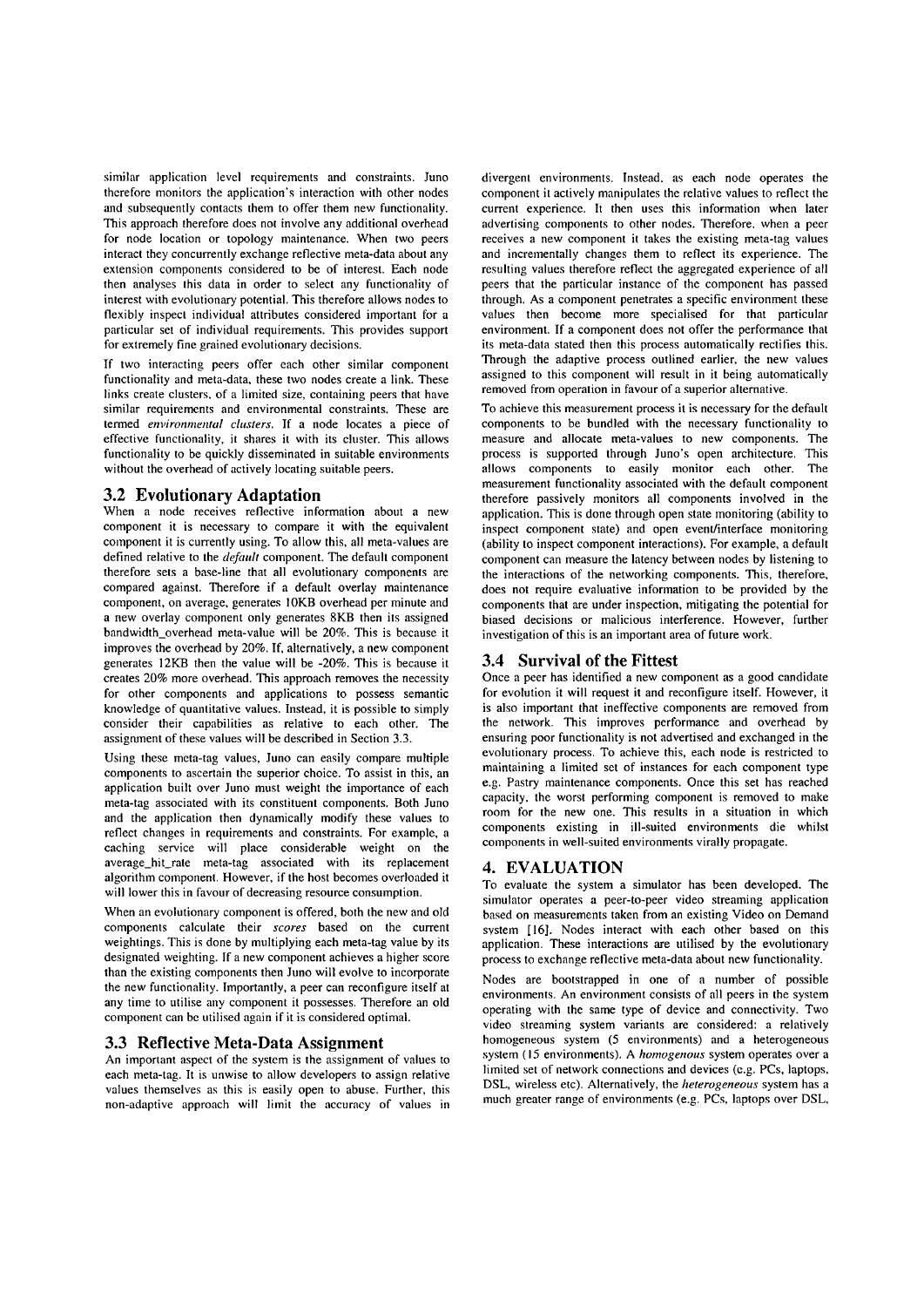similar application level requirements and constraints. Juno therefore monitors the application's interaction with other nodes and subsequently contacts them to offer them new functionality. This approach therefore does not involve any additional overhead for node location or topology maintenance. When two peers interact they concurrently exchange reflective meta-data about any extension components considered to be of interest. Each node then analyses this data in order to select any functionality of interest with evolutionary potential. This therefore allows nodes to flexibly inspect individual attributes considered important for a particular set of individual requirements. This provides support for extremely fine grained evolutionary decisions.

If two interacting peers offer each other similar component functionality and meta-data, these two nodes create a link. These links create clusters, of a limited size, containing peers that have similar requirements and environmental constraints. These are termed *environmental clusters*. If a node locates a piece of effective functionality, it shares it with its cluster. This allows functionality to be quickly disseminated in suitable environments without the overhead of actively locating suitable peers.

## 3.2 Evolutionary Adaptation

When a node receives reflective information about a new component it is necessary to compare it with the equivalent component it is currently using. To allow this, all meta-values are defined relative to the *default* component. The default component therefore sets a base-line that all evolutionary components are compared against. Therefore if a default overlay maintenance component, on average, generates 10KB overhead per minute and a new overlay component only generates 8KB then its assigned bandwidth_overhead meta-value will be 20%. This is because it improves the overhead by 20%. If, alternatively, a new component generates 12KB then the value will be -20%. This is because it creates 20% more overhead. This approach removes the necessity for other components and applications to possess semantic knowledge of quantitative values. Instead, it is possible to simply consider their capabilities as relative to each other. The assignment of these values will be described in Section 3.3.

Using these meta-tag values, Juno can easily compare multiple components to ascertain the superior choice. To assist in this, an application built over Juno must weight the importance of each meta-tag associated with its constituent components. Both Juno and the application then dynamically modify these values to reflect changes in requirements and constraints. For example, a caching service will place considerable weight on the average_hit_rate meta-tag associated with its replacement algorithm component. However, if the host becomes overloaded it will lower this in favour of decreasing resource consumption.

When an evolutionary component is offered, both the new and old components calculate their *scores* based on the current weightings. This is done by multiplying each meta-tag value by its designated weighting. If a new component achieves a higher score than the existing components then Juno will evolve to incorporate the new functionality. Importantly, a peer can reconfigure itself at any time to utilise any component it possesses. Therefore an old component can be utilised again if it is considered optimal.

## 3.3 Reflective Meta-Data Assignment

An important aspect of the system is the assignment of values to each meta-tag. It is unwise to allow developers to assign relative values themselves as this is easily open to abuse. Further, this non-adaptive approach will limit the accuracy of values in divergent environments. Instead, as each node operates the component it actively manipulates the relative values to reflect the current experience. It then uses this information when later advertising components to other nodes. Therefore, when a peer receives a new component it takes the existing meta-tag values and incrementally changes them to reflect its experience. The resulting values therefore reflect the aggregated experience of all peers that the particular instance of the component has passed through. As a component penetrates a specific environment these values then become more specialised for that particular environment. If a component does not offer the performance that its meta-data stated then this process automatically rectifies this. Through the adaptive process outlined earlier, the new values assigned to this component will result in it being automatically removed from operation in favour of a superior alternative.

To achieve this measurement process it is necessary for the default components to be bundled with the necessary functionality to measure and allocate meta-values to new components. The process is supported through Juno's open architecture. This allows components to easily monitor each other. The measurement functionality associated with the default component therefore passively monitors all components involved in the application. This is done through open state monitoring (ability to inspect component state) and open event/interface monitoring (ability to inspect component interactions). For example, a default component can measure the latency between nodes by listening to the interactions of the networking components. This, therefore, does not require evaluative information to be provided by the components that are under inspection, mitigating the potential for biased decisions or malicious interference. However, further investigation of this is an important area of future work.

## 3.4 Survival of the Fittest

Once a peer has identified a new component as a good candidate for evolution it will request it and reconfigure itself. However, it is also important that ineffective components are removed from the network. This improves performance and overhead by ensuring poor functionality is not advertised and exchanged in the evolutionary process. To achieve this, each node is restricted to maintaining a limited set of instances for each component type e.g. Pastry maintenance components. Once this set has reached capacity, the worst performing component is removed to make room for the new one. This results in a situation in which components existing in ill-suited environments die whilst components in well-suited environments virally propagate.

# 4. EVALUATION

To evaluate the system a simulator has been developed. The simulator operates a peer-to-peer video streaming application based on measurements taken from an existing Video on Demand system [16]. Nodes interact with each other based on this application. These interactions are utilised by the evolutionary process to exchange reflective meta-data about new functionality.

Nodes are bootstrapped in one of a number of possible environments. An environment consists of all peers in the system operating with the same type of device and connectivity. Two video streaming system variants are considered: a relatively homogeneous system (5 environments) and a heterogeneous system (15 environments). A *homogenous* system operates over a limited set of network connections and devices (e.g. PCs, laptops, DSL, wireless etc). Alternatively, the *heterogeneous* system has a much greater range of environments (e.g. PCs, laptops over DSL,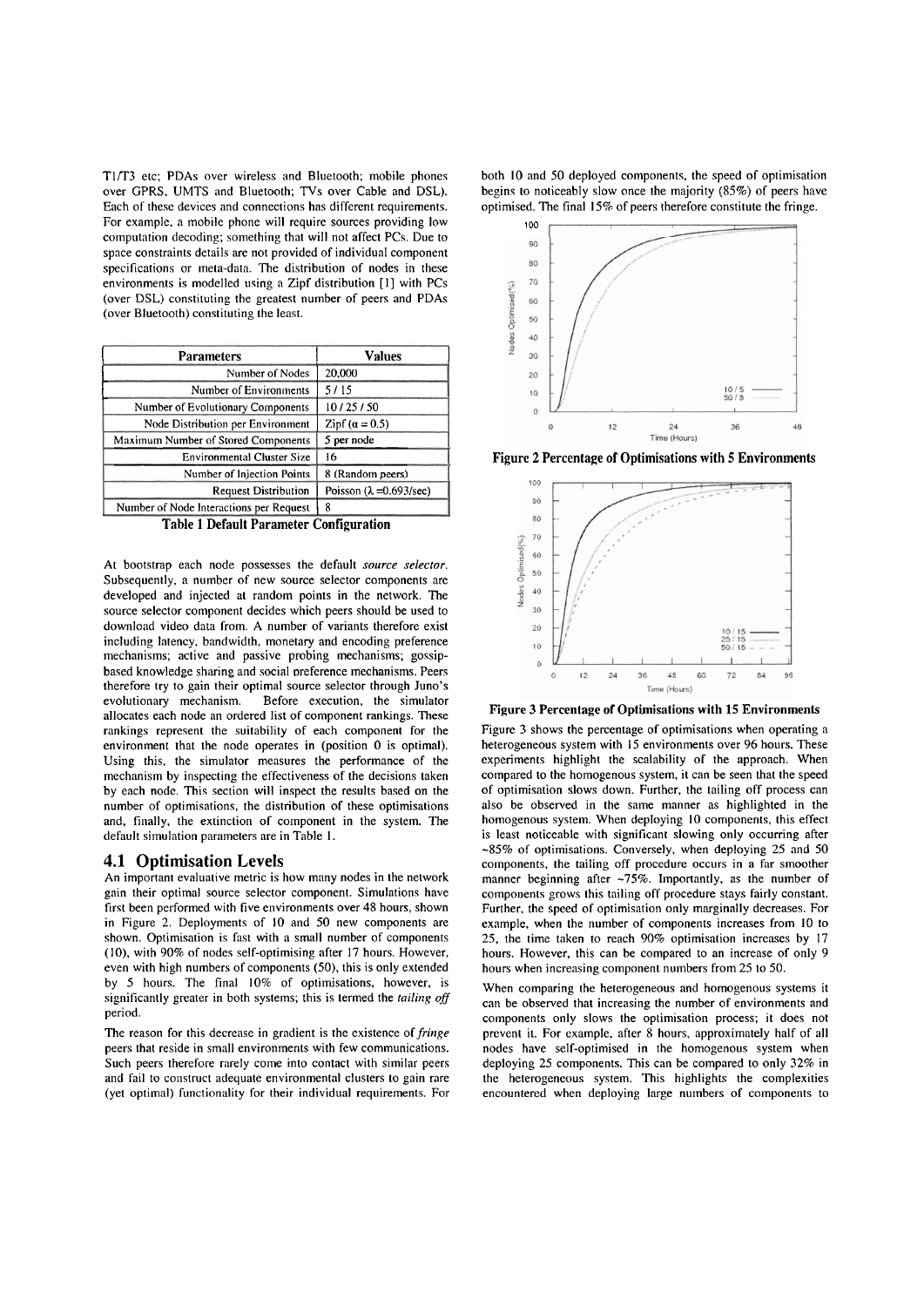T1/T3 etc; PDAs over wireless and Bluetooth; mobile phones over GPRS, UMTS and Bluetooth; TVs over Cable and DSL). Each of these devices and connections has different requirements. For example, a mobile phone will require sources providing low computation decoding; something that will not affect PCs. Due to space constraints details are not provided of individual component specifications or meta-data. The distribution of nodes in these environments is modelled using a Zipf distribution [1] with PCs (over DSL) constituting the greatest number of peers and PDAs (over Bluetooth) constituting the least.

| Parameters | Values |
|---|---|
| Number of Nodes | 20,000 |
| Number of Environments | 5 / 15 |
| Number of Evolutionary Components | 10 / 25 / 50 |
| Node Distribution per Environment | Zipf ($\alpha = 0.5$) |
| Maximum Number of Stored Components | 5 per node |
| Environmental Cluster Size | 16 |
| Number of Injection Points | 8 (Random peers) |
| Request Distribution | Poisson ($\lambda = 0.693$/sec) |
| Number of Node Interactions per Request | 8 |

**Table 1 Default Parameter Configuration**

At bootstrap each node possesses the default *source selector*. Subsequently, a number of new source selector components are developed and injected at random points in the network. The source selector component decides which peers should be used to download video data from. A number of variants therefore exist including latency, bandwidth, monetary and encoding preference mechanisms; active and passive probing mechanisms; gossip-based knowledge sharing and social preference mechanisms. Peers therefore try to gain their optimal source selector through Juno's evolutionary mechanism. Before execution, the simulator allocates each node an ordered list of component rankings. These rankings represent the suitability of each component for the environment that the node operates in (position 0 is optimal). Using this, the simulator measures the performance of the mechanism by inspecting the effectiveness of the decisions taken by each node. This section will inspect the results based on the number of optimisations, the distribution of these optimisations and, finally, the extinction of component in the system. The default simulation parameters are in Table 1.

## 4.1 Optimisation Levels

An important evaluative metric is how many nodes in the network gain their optimal source selector component. Simulations have first been performed with five environments over 48 hours, shown in Figure 2. Deployments of 10 and 50 new components are shown. Optimisation is fast with a small number of components (10), with 90% of nodes self-optimising after 17 hours. However, even with high numbers of components (50), this is only extended by 5 hours. The final 10% of optimisations, however, is significantly greater in both systems; this is termed the *tailing off* period.

The reason for this decrease in gradient is the existence of *fringe* peers that reside in small environments with few communications. Such peers therefore rarely come into contact with similar peers and fail to construct adequate environmental clusters to gain rare (yet optimal) functionality for their individual requirements. For both 10 and 50 deployed components, the speed of optimisation begins to noticeably slow once the majority (85%) of peers have optimised. The final 15% of peers therefore constitute the fringe.

**Figure 2 Percentage of Optimisations with 5 Environments**

**Figure 3 Percentage of Optimisations with 15 Environments**

Figure 3 shows the percentage of optimisations when operating a heterogeneous system with 15 environments over 96 hours. These experiments highlight the scalability of the approach. When compared to the homogenous system, it can be seen that the speed of optimisation slows down. Further, the tailing off process can also be observed in the same manner as highlighted in the homogenous system. When deploying 10 components, this effect is least noticeable with significant slowing only occurring after ~85% of optimisations. Conversely, when deploying 25 and 50 components, the tailing off procedure occurs in a far smoother manner beginning after ~75%. Importantly, as the number of components grows this tailing off procedure stays fairly constant. Further, the speed of optimisation only marginally decreases. For example, when the number of components increases from 10 to 25, the time taken to reach 90% optimisation increases by 17 hours. However, this can be compared to an increase of only 9 hours when increasing component numbers from 25 to 50.

When comparing the heterogeneous and homogenous systems it can be observed that increasing the number of environments and components only slows the optimisation process; it does not prevent it. For example, after 8 hours, approximately half of all nodes have self-optimised in the homogenous system when deploying 25 components. This can be compared to only 32% in the heterogeneous system. This highlights the complexities encountered when deploying large numbers of components to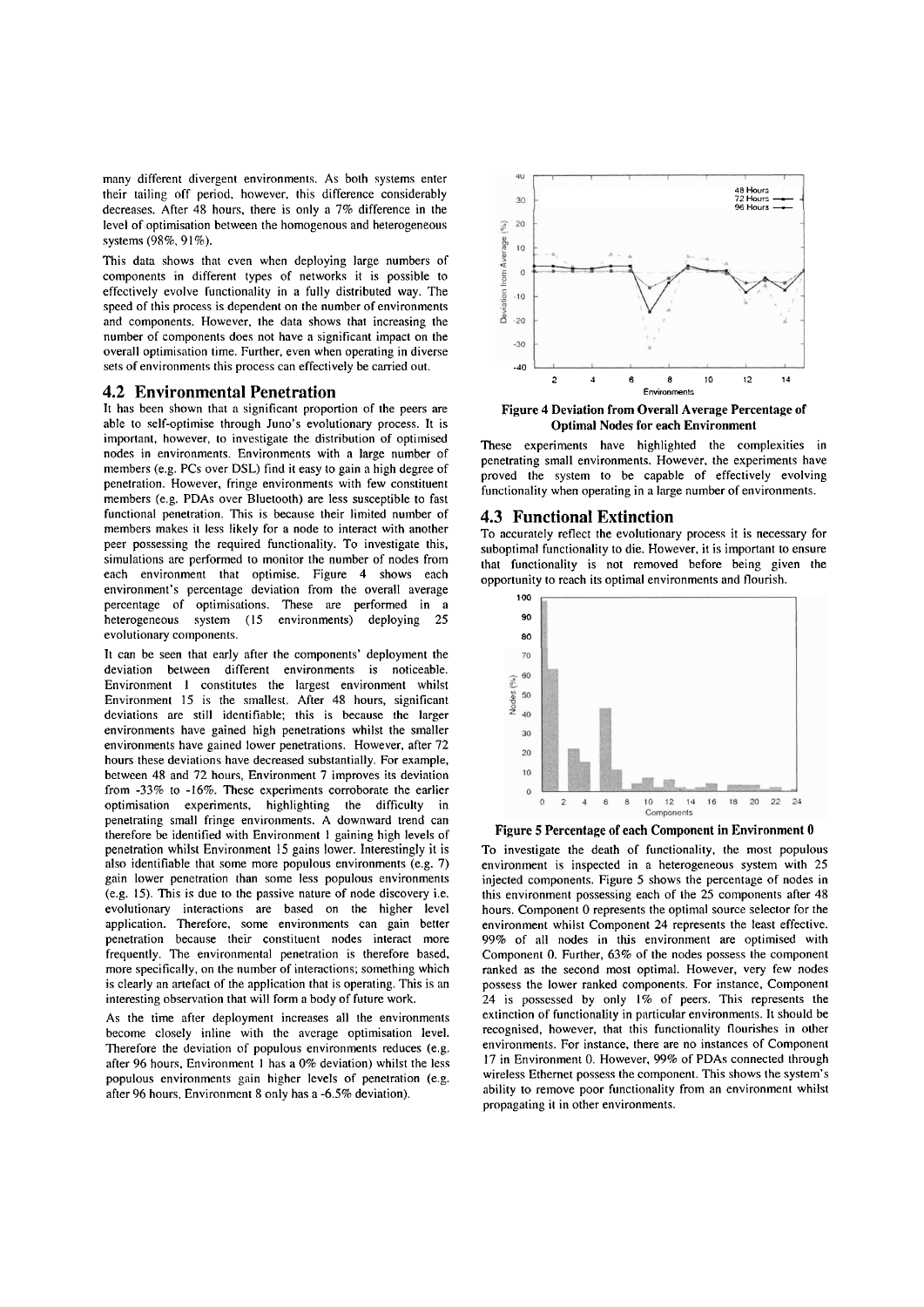many different divergent environments. As both systems enter their tailing off period, however, this difference considerably decreases. After 48 hours, there is only a 7% difference in the level of optimisation between the homogenous and heterogeneous systems (98%, 91%).

This data shows that even when deploying large numbers of components in different types of networks it is possible to effectively evolve functionality in a fully distributed way. The speed of this process is dependent on the number of environments and components. However, the data shows that increasing the number of components does not have a significant impact on the overall optimisation time. Further, even when operating in diverse sets of environments this process can effectively be carried out.

## 4.2 Environmental Penetration

It has been shown that a significant proportion of the peers are able to self-optimise through Juno's evolutionary process. It is important, however, to investigate the distribution of optimised nodes in environments. Environments with a large number of members (e.g. PCs over DSL) find it easy to gain a high degree of penetration. However, fringe environments with few constituent members (e.g. PDAs over Bluetooth) are less susceptible to fast functional penetration. This is because their limited number of members makes it less likely for a node to interact with another peer possessing the required functionality. To investigate this, simulations are performed to monitor the number of nodes from each environment that optimise. Figure 4 shows each environment's percentage deviation from the overall average percentage of optimisations. These are performed in a heterogeneous system (15 environments) deploying 25 evolutionary components.

It can be seen that early after the components' deployment the deviation between different environments is noticeable. Environment 1 constitutes the largest environment whilst Environment 15 is the smallest. After 48 hours, significant deviations are still identifiable; this is because the larger environments have gained high penetrations whilst the smaller environments have gained lower penetrations. However, after 72 hours these deviations have decreased substantially. For example, between 48 and 72 hours, Environment 7 improves its deviation from -33% to -16%. These experiments corroborate the earlier optimisation experiments, highlighting the difficulty in penetrating small fringe environments. A downward trend can therefore be identified with Environment 1 gaining high levels of penetration whilst Environment 15 gains lower. Interestingly it is also identifiable that some more populous environments (e.g. 7) gain lower penetration than some less populous environments (e.g. 15). This is due to the passive nature of node discovery i.e. evolutionary interactions are based on the higher level application. Therefore, some environments can gain better penetration because their constituent nodes interact more frequently. The environmental penetration is therefore based, more specifically, on the number of interactions; something which is clearly an artefact of the application that is operating. This is an interesting observation that will form a body of future work.

As the time after deployment increases all the environments become closely inline with the average optimisation level. Therefore the deviation of populous environments reduces (e.g. after 96 hours, Environment 1 has a 0% deviation) whilst the less populous environments gain higher levels of penetration (e.g. after 96 hours, Environment 8 only has a -6.5% deviation).

**Figure 4 Deviation from Overall Average Percentage of Optimal Nodes for each Environment**

These experiments have highlighted the complexities in penetrating small environments. However, the experiments have proved the system to be capable of effectively evolving functionality when operating in a large number of environments.

## 4.3 Functional Extinction

To accurately reflect the evolutionary process it is necessary for suboptimal functionality to die. However, it is important to ensure that functionality is not removed before being given the opportunity to reach its optimal environments and flourish.

**Figure 5 Percentage of each Component in Environment 0**

To investigate the death of functionality, the most populous environment is inspected in a heterogeneous system with 25 injected components. Figure 5 shows the percentage of nodes in this environment possessing each of the 25 components after 48 hours. Component 0 represents the optimal source selector for the environment whilst Component 24 represents the least effective. 99% of all nodes in this environment are optimised with Component 0. Further, 63% of the nodes possess the component ranked as the second most optimal. However, very few nodes possess the lower ranked components. For instance, Component 24 is possessed by only 1% of peers. This represents the extinction of functionality in particular environments. It should be recognised, however, that this functionality flourishes in other environments. For instance, there are no instances of Component 17 in Environment 0. However, 99% of PDAs connected through wireless Ethernet possess the component. This shows the system's ability to remove poor functionality from an environment whilst propagating it in other environments.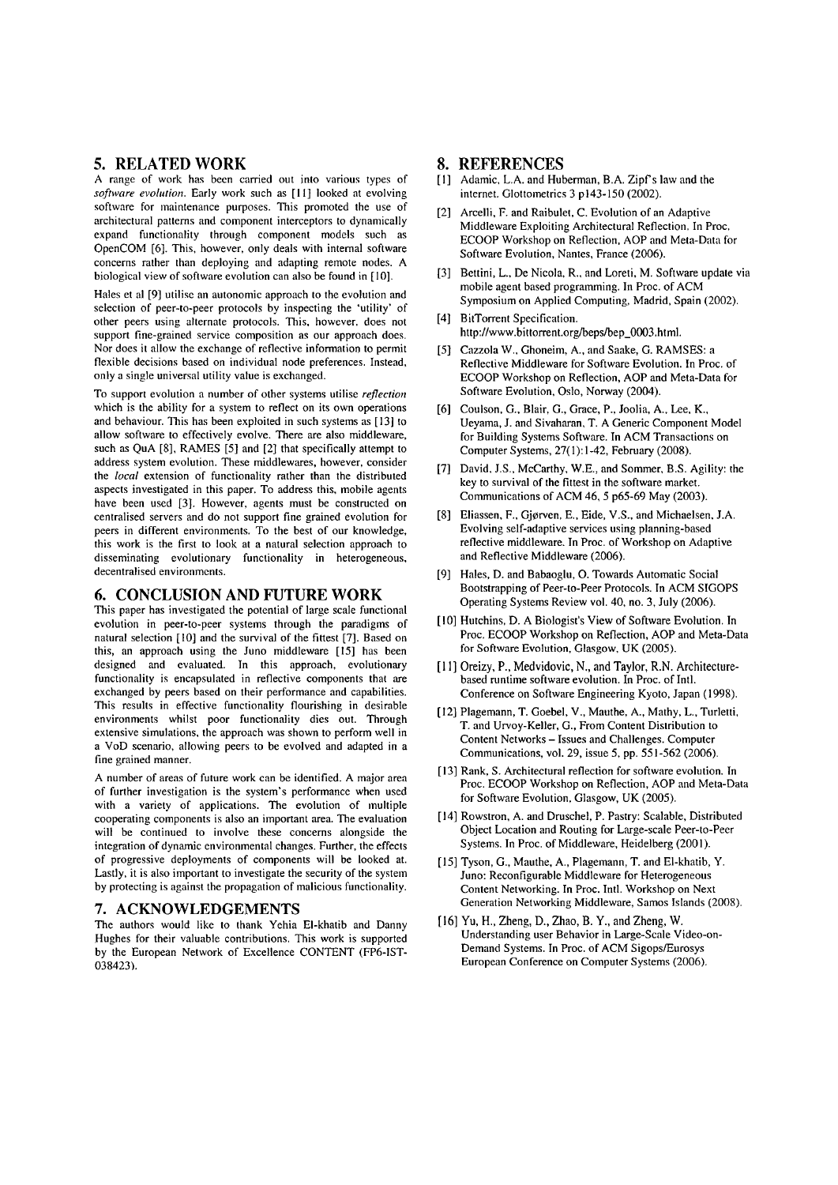## 5. RELATED WORK

A range of work has been carried out into various types of *software evolution*. Early work such as [11] looked at evolving software for maintenance purposes. This promoted the use of architectural patterns and component interceptors to dynamically expand functionality through component models such as OpenCOM [6]. This, however, only deals with internal software concerns rather than deploying and adapting remote nodes. A biological view of software evolution can also be found in [10].

Hales et al [9] utilise an autonomic approach to the evolution and selection of peer-to-peer protocols by inspecting the 'utility' of other peers using alternate protocols. This, however, does not support fine-grained service composition as our approach does. Nor does it allow the exchange of reflective information to permit flexible decisions based on individual node preferences. Instead, only a single universal utility value is exchanged.

To support evolution a number of other systems utilise *reflection* which is the ability for a system to reflect on its own operations and behaviour. This has been exploited in such systems as [13] to allow software to effectively evolve. There are also middleware, such as QuA [8], RAMES [5] and [2] that specifically attempt to address system evolution. These middlewares, however, consider the *local* extension of functionality rather than the distributed aspects investigated in this paper. To address this, mobile agents have been used [3]. However, agents must be constructed on centralised servers and do not support fine grained evolution for peers in different environments. To the best of our knowledge, this work is the first to look at a natural selection approach to disseminating evolutionary functionality in heterogeneous, decentralised environments.

## 6. CONCLUSION AND FUTURE WORK

This paper has investigated the potential of large scale functional evolution in peer-to-peer systems through the paradigms of natural selection [10] and the survival of the fittest [7]. Based on this, an approach using the Juno middleware [15] has been designed and evaluated. In this approach, evolutionary functionality is encapsulated in reflective components that are exchanged by peers based on their performance and capabilities. This results in effective functionality flourishing in desirable environments whilst poor functionality dies out. Through extensive simulations, the approach was shown to perform well in a VoD scenario, allowing peers to be evolved and adapted in a fine grained manner.

A number of areas of future work can be identified. A major area of further investigation is the system's performance when used with a variety of applications. The evolution of multiple cooperating components is also an important area. The evaluation will be continued to involve these concerns alongside the integration of dynamic environmental changes. Further, the effects of progressive deployments of components will be looked at. Lastly, it is also important to investigate the security of the system by protecting is against the propagation of malicious functionality.

## 7. ACKNOWLEDGEMENTS

The authors would like to thank Yehia El-khatib and Danny Hughes for their valuable contributions. This work is supported by the European Network of Excellence CONTENT (FP6-IST-038423).

## 8. REFERENCES

[1] Adamic, L.A. and Huberman, B.A. Zipf's law and the internet. Glottometrics 3 p143-150 (2002).

[2] Arcelli, F. and Raibulet, C. Evolution of an Adaptive Middleware Exploiting Architectural Reflection. In Proc. ECOOP Workshop on Reflection, AOP and Meta-Data for Software Evolution, Nantes, France (2006).

[3] Bettini, L., De Nicola, R., and Loreti, M. Software update via mobile agent based programming. In Proc. of ACM Symposium on Applied Computing, Madrid, Spain (2002).

[4] BitTorrent Specification. http://www.bittorrent.org/beps/bep_0003.html.

[5] Cazzola W., Ghoneim, A., and Saake, G. RAMSES: a Reflective Middleware for Software Evolution. In Proc. of ECOOP Workshop on Reflection, AOP and Meta-Data for Software Evolution, Oslo, Norway (2004).

[6] Coulson, G., Blair, G., Grace, P., Joolia, A., Lee, K., Ueyama, J. and Sivaharan, T. A Generic Component Model for Building Systems Software. In ACM Transactions on Computer Systems, 27(1):1-42, February (2008).

[7] David, J.S., McCarthy, W.E., and Sommer, B.S. Agility: the key to survival of the fittest in the software market. Communications of ACM 46, 5 p65-69 May (2003).

[8] Eliassen, F., Gjørven, E., Eide, V.S., and Michaelsen, J.A. Evolving self-adaptive services using planning-based reflective middleware. In Proc. of Workshop on Adaptive and Reflective Middleware (2006).

[9] Hales, D. and Babaoglu, O. Towards Automatic Social Bootstrapping of Peer-to-Peer Protocols. In ACM SIGOPS Operating Systems Review vol. 40, no. 3, July (2006).

[10] Hutchins, D. A Biologist's View of Software Evolution. In Proc. ECOOP Workshop on Reflection, AOP and Meta-Data for Software Evolution, Glasgow, UK (2005).

[11] Oreizy, P., Medvidovic, N., and Taylor, R.N. Architecture-based runtime software evolution. In Proc. of Intl. Conference on Software Engineering Kyoto, Japan (1998).

[12] Plagemann, T. Goebel, V., Mauthe, A., Mathy, L., Turletti, T. and Urvoy-Keller, G., From Content Distribution to Content Networks – Issues and Challenges. Computer Communications, vol. 29, issue 5, pp. 551-562 (2006).

[13] Rank, S. Architectural reflection for software evolution. In Proc. ECOOP Workshop on Reflection, AOP and Meta-Data for Software Evolution, Glasgow, UK (2005).

[14] Rowstron, A. and Druschel, P. Pastry: Scalable, Distributed Object Location and Routing for Large-scale Peer-to-Peer Systems. In Proc. of Middleware, Heidelberg (2001).

[15] Tyson, G., Mauthe, A., Plagemann, T. and El-khatib, Y. Juno: Reconfigurable Middleware for Heterogeneous Content Networking. In Proc. Intl. Workshop on Next Generation Networking Middleware, Samos Islands (2008).

[16] Yu, H., Zheng, D., Zhao, B. Y., and Zheng, W. Understanding user Behavior in Large-Scale Video-on-Demand Systems. In Proc. of ACM Sigops/Eurosys European Conference on Computer Systems (2006).